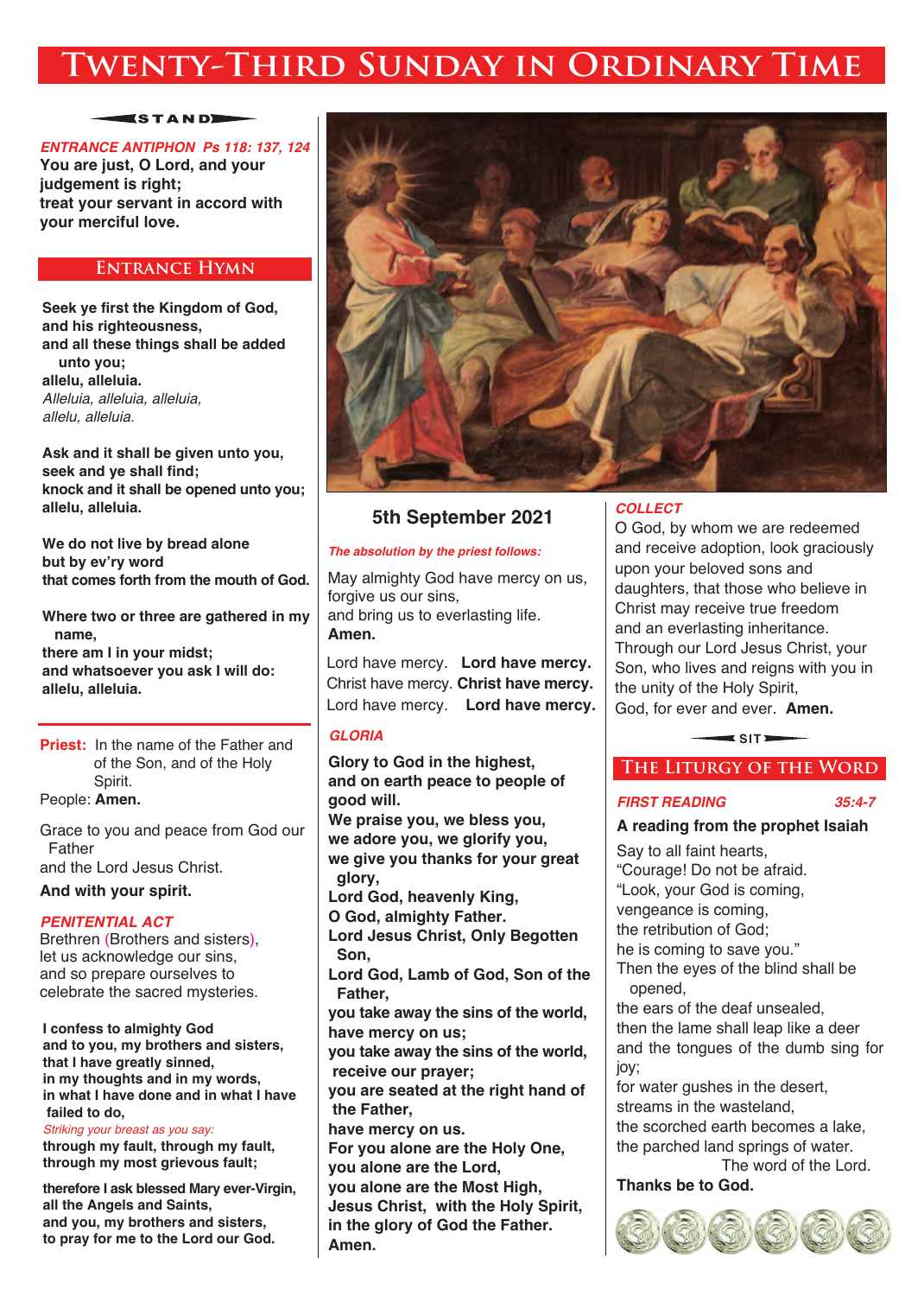# Twenty-Third Sunday in Ordinary Time

STAND

*ENTRANCE ANTIPHON Ps 118: 137, 124*

**You are just, O Lord, and your judgement is right; treat your servant in accord with your merciful love.**

## Entrance Hymn

**Seek ye first the Kingdom of God,**
**and his righteousness,**
**and all these things shall be added unto you;**
**allelu, alleluia.**
*Alleluia, alleluia, alleluia,*
*allelu, alleluia.*

**Ask and it shall be given unto you,**
**seek and ye shall find;**
**knock and it shall be opened unto you;**
**allelu, alleluia.**

**We do not live by bread alone**
**but by ev'ry word**
**that comes forth from the mouth of God.**

**Where two or three are gathered in my name,**
**there am I in your midst;**
**and whatsoever you ask I will do:**
**allelu, alleluia.**

**Priest:** In the name of the Father and of the Son, and of the Holy Spirit.
People: **Amen.**

Grace to you and peace from God our Father
and the Lord Jesus Christ.

**And with your spirit.**

*PENITENTIAL ACT*

Brethren (Brothers and sisters),
let us acknowledge our sins,
and so prepare ourselves to celebrate the sacred mysteries.

**I confess to almighty God**
**and to you, my brothers and sisters,**
**that I have greatly sinned,**
**in my thoughts and in my words,**
**in what I have done and in what I have failed to do,**

*Striking your breast as you say:*

**through my fault, through my fault,**
**through my most grievous fault;**

**therefore I ask blessed Mary ever-Virgin,**
**all the Angels and Saints,**
**and you, my brothers and sisters,**
**to pray for me to the Lord our God.**

### 5th September 2021

*The absolution by the priest follows:*

May almighty God have mercy on us,
forgive us our sins,
and bring us to everlasting life.
**Amen.**

Lord have mercy. **Lord have mercy.**
Christ have mercy. **Christ have mercy.**
Lord have mercy. **Lord have mercy.**

*GLORIA*

**Glory to God in the highest,**
**and on earth peace to people of good will.**
**We praise you, we bless you,**
**we adore you, we glorify you,**
**we give you thanks for your great glory,**
**Lord God, heavenly King,**
**O God, almighty Father.**
**Lord Jesus Christ, Only Begotten Son,**
**Lord God, Lamb of God, Son of the Father,**
**you take away the sins of the world,**
**have mercy on us;**
**you take away the sins of the world,**
**receive our prayer;**
**you are seated at the right hand of the Father,**
**have mercy on us.**
**For you alone are the Holy One,**
**you alone are the Lord,**
**you alone are the Most High,**
**Jesus Christ, with the Holy Spirit,**
**in the glory of God the Father.**
**Amen.**

*COLLECT*

O God, by whom we are redeemed and receive adoption, look graciously upon your beloved sons and daughters, that those who believe in Christ may receive true freedom and an everlasting inheritance.
Through our Lord Jesus Christ, your Son, who lives and reigns with you in the unity of the Holy Spirit,
God, for ever and ever. **Amen.**

SIT

## The Liturgy of the Word

*FIRST READING 35:4-7*

**A reading from the prophet Isaiah**

Say to all faint hearts,
"Courage! Do not be afraid.
"Look, your God is coming,
vengeance is coming,
the retribution of God;
he is coming to save you."
Then the eyes of the blind shall be opened,
the ears of the deaf unsealed,
then the lame shall leap like a deer
and the tongues of the dumb sing for joy;
for water gushes in the desert,
streams in the wasteland,
the scorched earth becomes a lake,
the parched land springs of water.
The word of the Lord.

**Thanks be to God.**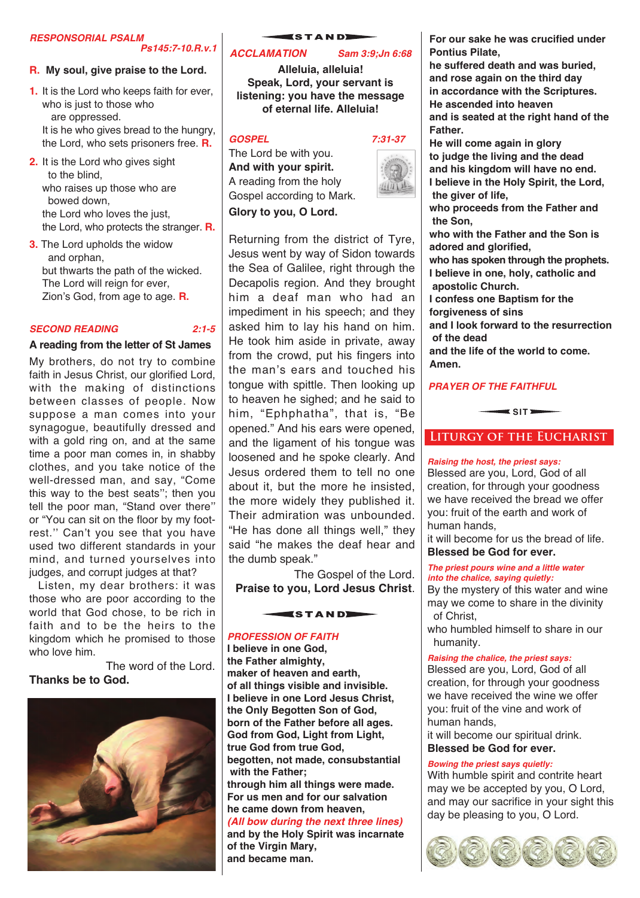***RESPONSORIAL PSALM*** ***Ps145:7-10.R.v.1***

**R. My soul, give praise to the Lord.**

1. It is the Lord who keeps faith for ever,
   who is just to those who
   are oppressed.
   It is he who gives bread to the hungry,
   the Lord, who sets prisoners free. **R.**

2. It is the Lord who gives sight
   to the blind,
   who raises up those who are
   bowed down,
   the Lord who loves the just,
   the Lord, who protects the stranger. **R.**

3. The Lord upholds the widow
   and orphan,
   but thwarts the path of the wicked.
   The Lord will reign for ever,
   Zion's God, from age to age. **R.**

***SECOND READING*** ***2:1-5***

**A reading from the letter of St James**

My brothers, do not try to combine faith in Jesus Christ, our glorified Lord, with the making of distinctions between classes of people. Now suppose a man comes into your synagogue, beautifully dressed and with a gold ring on, and at the same time a poor man comes in, in shabby clothes, and you take notice of the well-dressed man, and say, "Come this way to the best seats"; then you tell the poor man, "Stand over there" or "You can sit on the floor by my foot-rest." Can't you see that you have used two different standards in your mind, and turned yourselves into judges, and corrupt judges at that?

Listen, my dear brothers: it was those who are poor according to the world that God chose, to be rich in faith and to be the heirs to the kingdom which he promised to those who love him.

The word of the Lord.
**Thanks be to God.**

**STAND**

***ACCLAMATION*** ***Sam 3:9;Jn 6:68***

**Alleluia, alleluia!
Speak, Lord, your servant is listening: you have the message of eternal life. Alleluia!**

***GOSPEL*** ***7:31-37***

The Lord be with you.
**And with your spirit.**
A reading from the holy Gospel according to Mark.
**Glory to you, O Lord.**

Returning from the district of Tyre, Jesus went by way of Sidon towards the Sea of Galilee, right through the Decapolis region. And they brought him a deaf man who had an impediment in his speech; and they asked him to lay his hand on him. He took him aside in private, away from the crowd, put his fingers into the man's ears and touched his tongue with spittle. Then looking up to heaven he sighed; and he said to him, "Ephphatha", that is, "Be opened." And his ears were opened, and the ligament of his tongue was loosened and he spoke clearly. And Jesus ordered them to tell no one about it, but the more he insisted, the more widely they published it. Their admiration was unbounded. "He has done all things well," they said "he makes the deaf hear and the dumb speak."

The Gospel of the Lord.
**Praise to you, Lord Jesus Christ.**

**STAND**

***PROFESSION OF FAITH***

**I believe in one God,
the Father almighty,
maker of heaven and earth,
of all things visible and invisible.
I believe in one Lord Jesus Christ,
the Only Begotten Son of God,
born of the Father before all ages.
God from God, Light from Light,
true God from true God,
begotten, not made, consubstantial with the Father;
through him all things were made.
For us men and for our salvation
he came down from heaven,**
***(All bow during the next three lines)***
**and by the Holy Spirit was incarnate
of the Virgin Mary,
and became man.
For our sake he was crucified under Pontius Pilate,
he suffered death and was buried,
and rose again on the third day
in accordance with the Scriptures.
He ascended into heaven
and is seated at the right hand of the Father.
He will come again in glory
to judge the living and the dead
and his kingdom will have no end.
I believe in the Holy Spirit, the Lord,
the giver of life,
who proceeds from the Father and the Son,
who with the Father and the Son is adored and glorified,
who has spoken through the prophets.
I believe in one, holy, catholic and apostolic Church.
I confess one Baptism for the forgiveness of sins
and I look forward to the resurrection of the dead
and the life of the world to come.
Amen.**

***PRAYER OF THE FAITHFUL***

**SIT**

## LITURGY OF THE EUCHARIST

*Raising the host, the priest says:*
Blessed are you, Lord, God of all creation, for through your goodness we have received the bread we offer you: fruit of the earth and work of human hands,
it will become for us the bread of life.
**Blessed be God for ever.**

*The priest pours wine and a little water into the chalice, saying quietly:*
By the mystery of this water and wine may we come to share in the divinity of Christ,
who humbled himself to share in our humanity.

*Raising the chalice, the priest says:*
Blessed are you, Lord, God of all creation, for through your goodness we have received the wine we offer you: fruit of the vine and work of human hands,
it will become our spiritual drink.
**Blessed be God for ever.**

*Bowing the priest says quietly:*
With humble spirit and contrite heart may we be accepted by you, O Lord, and may our sacrifice in your sight this day be pleasing to you, O Lord.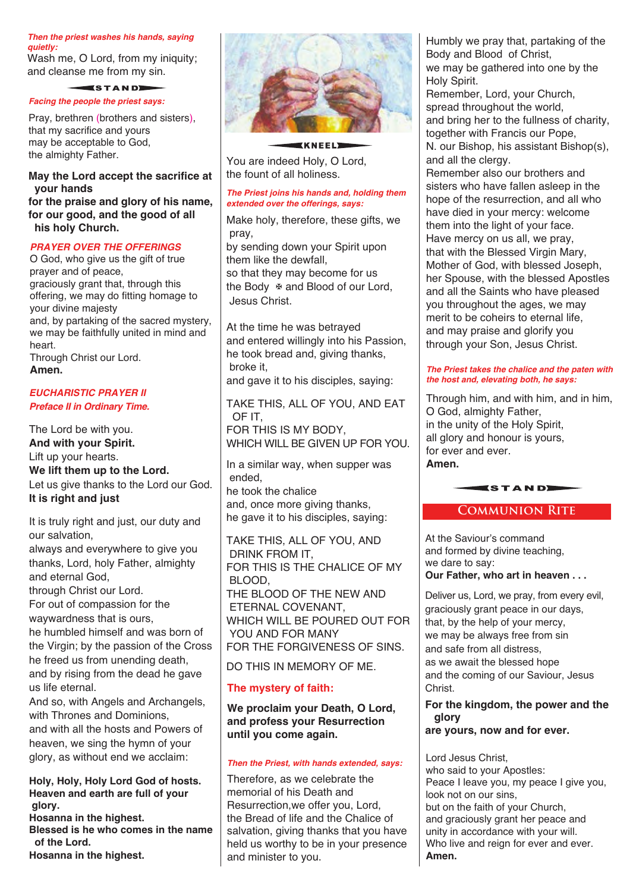*Then the priest washes his hands, saying quietly:*

Wash me, O Lord, from my iniquity;
and cleanse me from my sin.

**STAND**

*Facing the people the priest says:*

Pray, brethren (brothers and sisters),
that my sacrifice and yours
may be acceptable to God,
the almighty Father.

**May the Lord accept the sacrifice at your hands**
**for the praise and glory of his name,**
**for our good, and the good of all his holy Church.**

### PRAYER OVER THE OFFERINGS

O God, who give us the gift of true prayer and of peace,
graciously grant that, through this offering, we may do fitting homage to your divine majesty
and, by partaking of the sacred mystery, we may be faithfully united in mind and heart.
Through Christ our Lord.
**Amen.**

### EUCHARISTIC PRAYER II
### Preface II in Ordinary Time.

The Lord be with you.
**And with your Spirit.**
Lift up your hearts.
**We lift them up to the Lord.**
Let us give thanks to the Lord our God.
**It is right and just**

It is truly right and just, our duty and our salvation,
always and everywhere to give you thanks, Lord, holy Father, almighty and eternal God,
through Christ our Lord.
For out of compassion for the waywardness that is ours,
he humbled himself and was born of the Virgin; by the passion of the Cross
he freed us from unending death,
and by rising from the dead he gave us life eternal.
And so, with Angels and Archangels,
with Thrones and Dominions,
and with all the hosts and Powers of heaven, we sing the hymn of your glory, as without end we acclaim:

**Holy, Holy, Holy Lord God of hosts.**
**Heaven and earth are full of your glory.**
**Hosanna in the highest.**
**Blessed is he who comes in the name of the Lord.**
**Hosanna in the highest.**

**KNEEL**

You are indeed Holy, O Lord,
the fount of all holiness.

*The Priest joins his hands and, holding them extended over the offerings, says:*

Make holy, therefore, these gifts, we pray,
by sending down your Spirit upon them like the dewfall,
so that they may become for us
the Body ✠ and Blood of our Lord,
Jesus Christ.

At the time he was betrayed
and entered willingly into his Passion,
he took bread and, giving thanks,
broke it,
and gave it to his disciples, saying:

TAKE THIS, ALL OF YOU, AND EAT OF IT,
FOR THIS IS MY BODY,
WHICH WILL BE GIVEN UP FOR YOU.

In a similar way, when supper was ended,
he took the chalice
and, once more giving thanks,
he gave it to his disciples, saying:

TAKE THIS, ALL OF YOU, AND DRINK FROM IT,
FOR THIS IS THE CHALICE OF MY BLOOD,
THE BLOOD OF THE NEW AND ETERNAL COVENANT,
WHICH WILL BE POURED OUT FOR YOU AND FOR MANY
FOR THE FORGIVENESS OF SINS.

DO THIS IN MEMORY OF ME.

**The mystery of faith:**

**We proclaim your Death, O Lord,**
**and profess your Resurrection**
**until you come again.**

*Then the Priest, with hands extended, says:*

Therefore, as we celebrate the memorial of his Death and Resurrection,we offer you, Lord,
the Bread of life and the Chalice of salvation, giving thanks that you have held us worthy to be in your presence and minister to you.

Humbly we pray that, partaking of the Body and Blood of Christ,
we may be gathered into one by the Holy Spirit.
Remember, Lord, your Church,
spread throughout the world,
and bring her to the fullness of charity,
together with Francis our Pope,
N. our Bishop, his assistant Bishop(s),
and all the clergy.
Remember also our brothers and sisters who have fallen asleep in the hope of the resurrection, and all who have died in your mercy: welcome them into the light of your face.
Have mercy on us all, we pray,
that with the Blessed Virgin Mary,
Mother of God, with blessed Joseph,
her Spouse, with the blessed Apostles
and all the Saints who have pleased you throughout the ages, we may merit to be coheirs to eternal life,
and may praise and glorify you
through your Son, Jesus Christ.

*The Priest takes the chalice and the paten with the host and, elevating both, he says:*

Through him, and with him, and in him,
O God, almighty Father,
in the unity of the Holy Spirit,
all glory and honour is yours,
for ever and ever.
**Amen.**

**STAND**

## COMMUNION RITE

At the Saviour's command
and formed by divine teaching,
we dare to say:
**Our Father, who art in heaven . . .**

Deliver us, Lord, we pray, from every evil,
graciously grant peace in our days,
that, by the help of your mercy,
we may be always free from sin
and safe from all distress,
as we await the blessed hope
and the coming of our Saviour, Jesus Christ.

**For the kingdom, the power and the glory**
**are yours, now and for ever.**

Lord Jesus Christ,
who said to your Apostles:
Peace I leave you, my peace I give you,
look not on our sins,
but on the faith of your Church,
and graciously grant her peace and unity in accordance with your will.
Who live and reign for ever and ever.
**Amen.**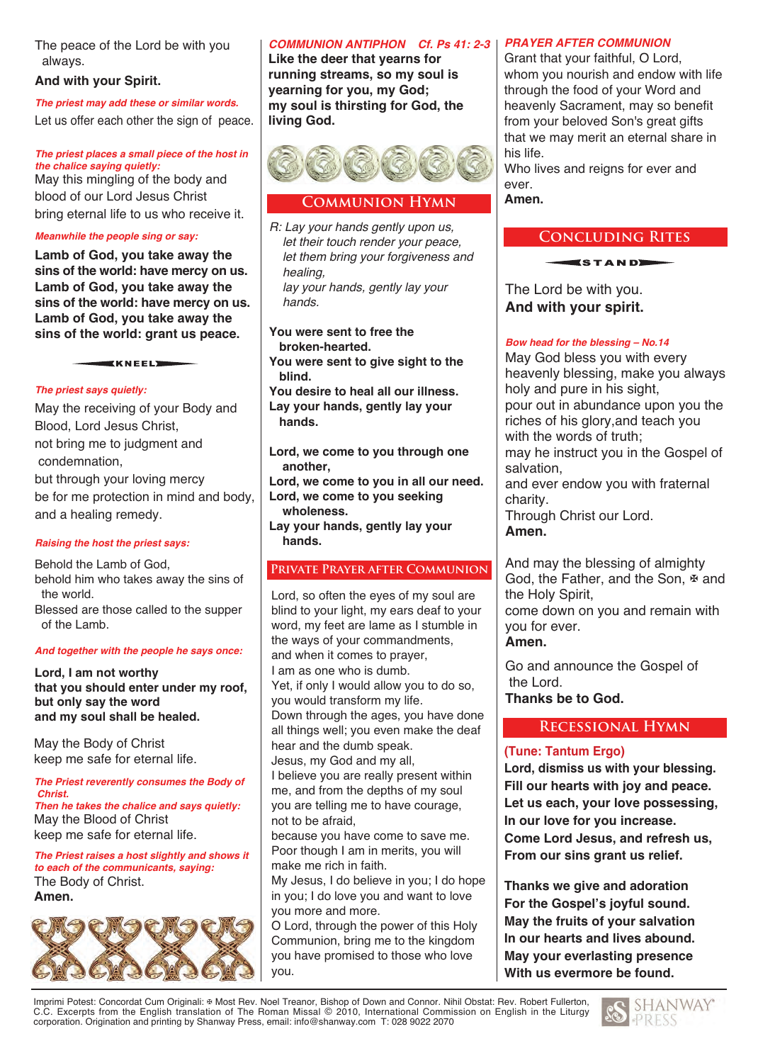The peace of the Lord be with you always.

**And with your Spirit.**

*The priest may add these or similar words.*

Let us offer each other the sign of peace.

*The priest places a small piece of the host in the chalice saying quietly:*

May this mingling of the body and blood of our Lord Jesus Christ bring eternal life to us who receive it.

*Meanwhile the people sing or say:*

**Lamb of God, you take away the sins of the world: have mercy on us. Lamb of God, you take away the sins of the world: have mercy on us. Lamb of God, you take away the sins of the world: grant us peace.**

KNEEL

*The priest says quietly:*

May the receiving of your Body and Blood, Lord Jesus Christ, not bring me to judgment and condemnation, but through your loving mercy be for me protection in mind and body, and a healing remedy.

*Raising the host the priest says:*

Behold the Lamb of God, behold him who takes away the sins of the world. Blessed are those called to the supper of the Lamb.

*And together with the people he says once:*

**Lord, I am not worthy that you should enter under my roof, but only say the word and my soul shall be healed.**

May the Body of Christ keep me safe for eternal life.

*The Priest reverently consumes the Body of Christ.*
*Then he takes the chalice and says quietly:*

May the Blood of Christ keep me safe for eternal life.

*The Priest raises a host slightly and shows it to each of the communicants, saying:*

The Body of Christ.
**Amen.**

***COMMUNION ANTIPHON Cf. Ps 41: 2-3***

**Like the deer that yearns for running streams, so my soul is yearning for you, my God; my soul is thirsting for God, the living God.**

## Communion Hymn

*R: Lay your hands gently upon us,*
*let their touch render your peace,*
*let them bring your forgiveness and healing,*
*lay your hands, gently lay your hands.*

**You were sent to free the broken-hearted.**
**You were sent to give sight to the blind.**
**You desire to heal all our illness.**
**Lay your hands, gently lay your hands.**

**Lord, we come to you through one another,**
**Lord, we come to you in all our need.**
**Lord, we come to you seeking wholeness.**
**Lay your hands, gently lay your hands.**

## Private Prayer after Communion

Lord, so often the eyes of my soul are blind to your light, my ears deaf to your word, my feet are lame as I stumble in the ways of your commandments, and when it comes to prayer, I am as one who is dumb. Yet, if only I would allow you to do so, you would transform my life. Down through the ages, you have done all things well; you even make the deaf hear and the dumb speak. Jesus, my God and my all, I believe you are really present within me, and from the depths of my soul you are telling me to have courage, not to be afraid, because you have come to save me. Poor though I am in merits, you will make me rich in faith. My Jesus, I do believe in you; I do hope in you; I do love you and want to love you more and more. O Lord, through the power of this Holy Communion, bring me to the kingdom you have promised to those who love you.

***PRAYER AFTER COMMUNION***

Grant that your faithful, O Lord, whom you nourish and endow with life through the food of your Word and heavenly Sacrament, may so benefit from your beloved Son's great gifts that we may merit an eternal share in his life. Who lives and reigns for ever and ever.
**Amen.**

## Concluding Rites

STAND

The Lord be with you.
**And with your spirit.**

*Bow head for the blessing – No.14*

May God bless you with every heavenly blessing, make you always holy and pure in his sight, pour out in abundance upon you the riches of his glory,and teach you with the words of truth; may he instruct you in the Gospel of salvation, and ever endow you with fraternal charity. Through Christ our Lord.
**Amen.**

And may the blessing of almighty God, the Father, and the Son, ✠ and the Holy Spirit, come down on you and remain with you for ever.
**Amen.**

Go and announce the Gospel of the Lord.
**Thanks be to God.**

## Recessional Hymn

**(Tune: Tantum Ergo)**

**Lord, dismiss us with your blessing.**
**Fill our hearts with joy and peace.**
**Let us each, your love possessing,**
**In our love for you increase.**
**Come Lord Jesus, and refresh us,**
**From our sins grant us relief.**

**Thanks we give and adoration**
**For the Gospel's joyful sound.**
**May the fruits of your salvation**
**In our hearts and lives abound.**
**May your everlasting presence**
**With us evermore be found.**

Imprimi Potest: Concordat Cum Originali: ✠ Most Rev. Noel Treanor, Bishop of Down and Connor. Nihil Obstat: Rev. Robert Fullerton, C.C. Excerpts from the English translation of The Roman Missal © 2010, International Commission on English in the Liturgy corporation. Origination and printing by Shanway Press, email: info@shanway.com T: 028 9022 2070

SHANWAY PRESS